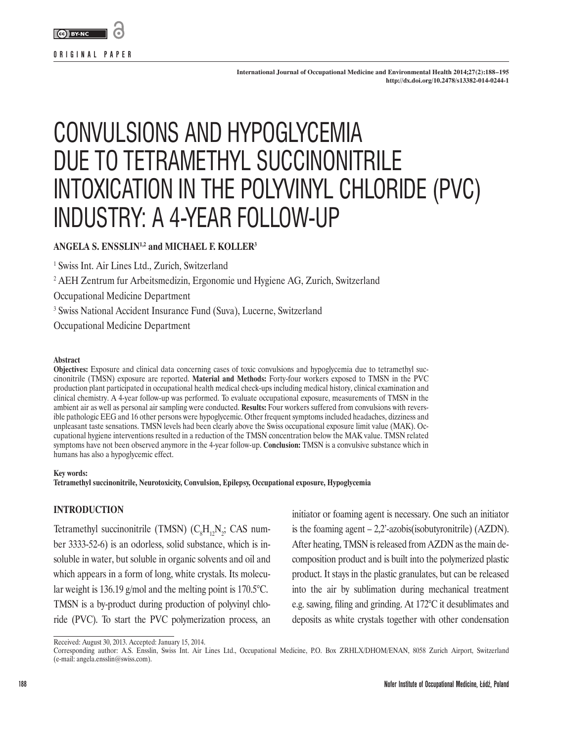ORIGINAL PAPER

# CONVULSIONS AND HYPOGLYCEMIA DUE TO TETRAMETHYL SUCCINONITRILE INTOXICATION IN THE POLYVINYL CHLORIDE (PVC) INDUSTRY: A 4-YEAR FOLLOW-UP

**ANGELA S. ENSSLIN[1,2] and MICHAEL F. KOLLER[3]**

[1] Swiss Int. Air Lines Ltd., Zurich, Switzerland

[2] AEH Zentrum fur Arbeitsmedizin, Ergonomie und Hygiene AG, Zurich, Switzerland
Occupational Medicine Department

[3] Swiss National Accident Insurance Fund (Suva), Lucerne, Switzerland
Occupational Medicine Department

#### Abstract

**Objectives:** Exposure and clinical data concerning cases of toxic convulsions and hypoglycemia due to tetramethyl succinonitrile (TMSN) exposure are reported. **Material and Methods:** Forty-four workers exposed to TMSN in the PVC production plant participated in occupational health medical check-ups including medical history, clinical examination and clinical chemistry. A 4-year follow-up was performed. To evaluate occupational exposure, measurements of TMSN in the ambient air as well as personal air sampling were conducted. **Results:** Four workers suffered from convulsions with reversible pathologic EEG and 16 other persons were hypoglycemic. Other frequent symptoms included headaches, dizziness and unpleasant taste sensations. TMSN levels had been clearly above the Swiss occupational exposure limit value (MAK). Occupational hygiene interventions resulted in a reduction of the TMSN concentration below the MAK value. TMSN related symptoms have not been observed anymore in the 4-year follow-up. **Conclusion:** TMSN is a convulsive substance which in humans has also a hypoglycemic effect.

#### Key words:

**Tetramethyl succinonitrile, Neurotoxicity, Convulsion, Epilepsy, Occupational exposure, Hypoglycemia**

## INTRODUCTION

Tetramethyl succinonitrile (TMSN) ($C_8H_{12}N_2$; CAS number 3333-52-6) is an odorless, solid substance, which is insoluble in water, but soluble in organic solvents and oil and which appears in a form of long, white crystals. Its molecular weight is 136.19 g/mol and the melting point is 170.5°C. TMSN is a by-product during production of polyvinyl chloride (PVC). To start the PVC polymerization process, an initiator or foaming agent is necessary. One such an initiator is the foaming agent – 2,2'-azobis(isobutyronitrile) (AZDN). After heating, TMSN is released from AZDN as the main decomposition product and is built into the polymerized plastic product. It stays in the plastic granulates, but can be released into the air by sublimation during mechanical treatment e.g. sawing, filing and grinding. At 172°C it desublimates and deposits as white crystals together with other condensation

Received: August 30, 2013. Accepted: January 15, 2014.
Corresponding author: A.S. Ensslin, Swiss Int. Air Lines Ltd., Occupational Medicine, P.O. Box ZRHLX/DHOM/ENAN, 8058 Zurich Airport, Switzerland (e-mail: angela.ensslin@swiss.com).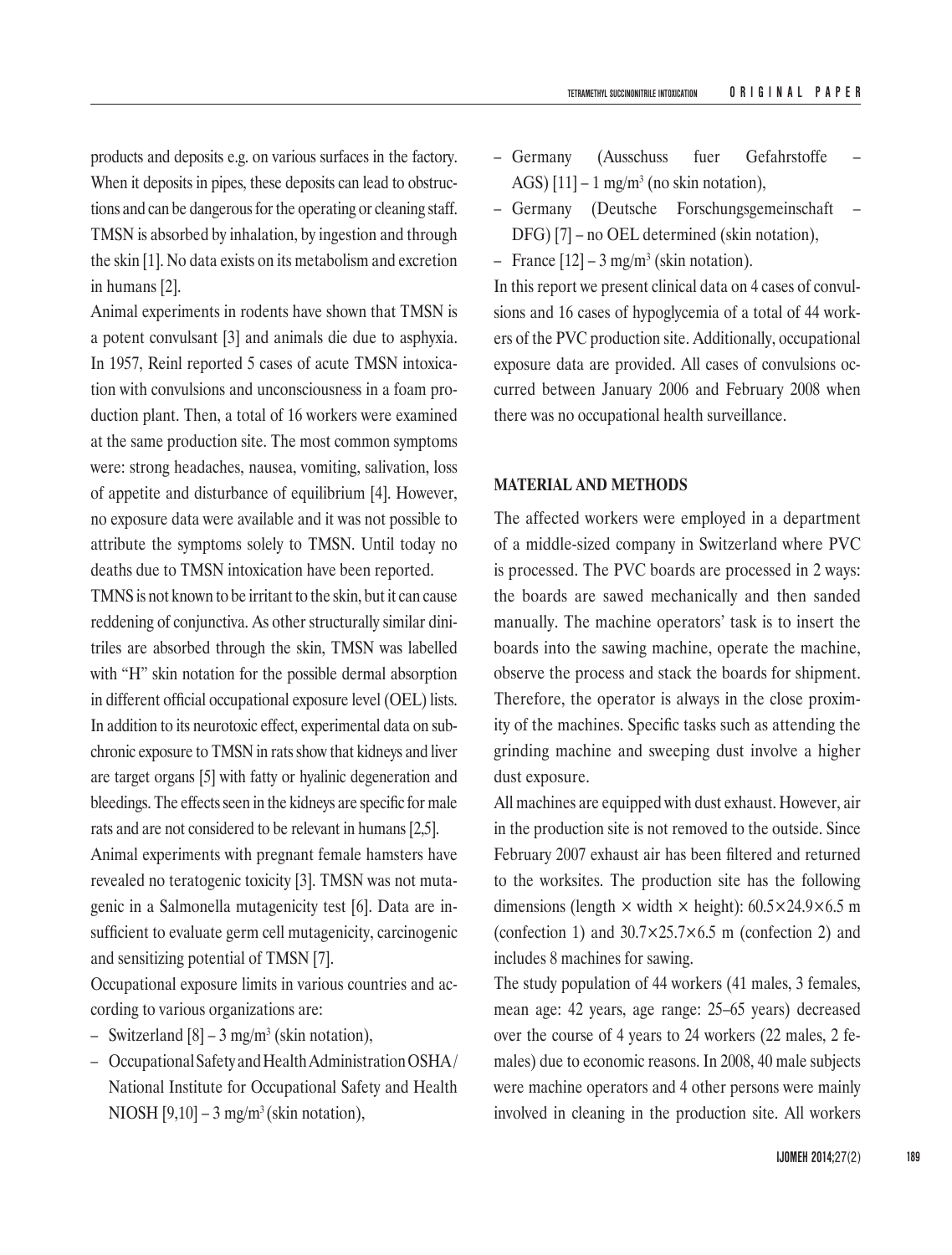products and deposits e.g. on various surfaces in the factory. When it deposits in pipes, these deposits can lead to obstructions and can be dangerous for the operating or cleaning staff. TMSN is absorbed by inhalation, by ingestion and through the skin [1]. No data exists on its metabolism and excretion in humans [2].

Animal experiments in rodents have shown that TMSN is a potent convulsant [3] and animals die due to asphyxia. In 1957, Reinl reported 5 cases of acute TMSN intoxication with convulsions and unconsciousness in a foam production plant. Then, a total of 16 workers were examined at the same production site. The most common symptoms were: strong headaches, nausea, vomiting, salivation, loss of appetite and disturbance of equilibrium [4]. However, no exposure data were available and it was not possible to attribute the symptoms solely to TMSN. Until today no deaths due to TMSN intoxication have been reported.

TMNS is not known to be irritant to the skin, but it can cause reddening of conjunctiva. As other structurally similar dinitriles are absorbed through the skin, TMSN was labelled with "H" skin notation for the possible dermal absorption in different official occupational exposure level (OEL) lists. In addition to its neurotoxic effect, experimental data on subchronic exposure to TMSN in rats show that kidneys and liver are target organs [5] with fatty or hyalinic degeneration and bleedings. The effects seen in the kidneys are specific for male rats and are not considered to be relevant in humans [2,5].

Animal experiments with pregnant female hamsters have revealed no teratogenic toxicity [3]. TMSN was not mutagenic in a Salmonella mutagenicity test [6]. Data are insufficient to evaluate germ cell mutagenicity, carcinogenic and sensitizing potential of TMSN [7].

Occupational exposure limits in various countries and according to various organizations are:

- Switzerland [8] – 3 mg/m$^3$ (skin notation),
- Occupational Safety and Health Administration OSHA/ National Institute for Occupational Safety and Health NIOSH [9,10] – 3 mg/m$^3$ (skin notation),
- Germany (Ausschuss fuer Gefahrstoffe – AGS) [11] – 1 mg/m$^3$ (no skin notation),
- Germany (Deutsche Forschungsgemeinschaft – DFG) [7] – no OEL determined (skin notation),
- France [12] – 3 mg/m$^3$ (skin notation).

In this report we present clinical data on 4 cases of convulsions and 16 cases of hypoglycemia of a total of 44 workers of the PVC production site. Additionally, occupational exposure data are provided. All cases of convulsions occurred between January 2006 and February 2008 when there was no occupational health surveillance.

## MATERIAL AND METHODS

The affected workers were employed in a department of a middle-sized company in Switzerland where PVC is processed. The PVC boards are processed in 2 ways: the boards are sawed mechanically and then sanded manually. The machine operators' task is to insert the boards into the sawing machine, operate the machine, observe the process and stack the boards for shipment. Therefore, the operator is always in the close proximity of the machines. Specific tasks such as attending the grinding machine and sweeping dust involve a higher dust exposure.

All machines are equipped with dust exhaust. However, air in the production site is not removed to the outside. Since February 2007 exhaust air has been filtered and returned to the worksites. The production site has the following dimensions (length × width × height): 60.5×24.9×6.5 m (confection 1) and 30.7×25.7×6.5 m (confection 2) and includes 8 machines for sawing.

The study population of 44 workers (41 males, 3 females, mean age: 42 years, age range: 25–65 years) decreased over the course of 4 years to 24 workers (22 males, 2 females) due to economic reasons. In 2008, 40 male subjects were machine operators and 4 other persons were mainly involved in cleaning in the production site. All workers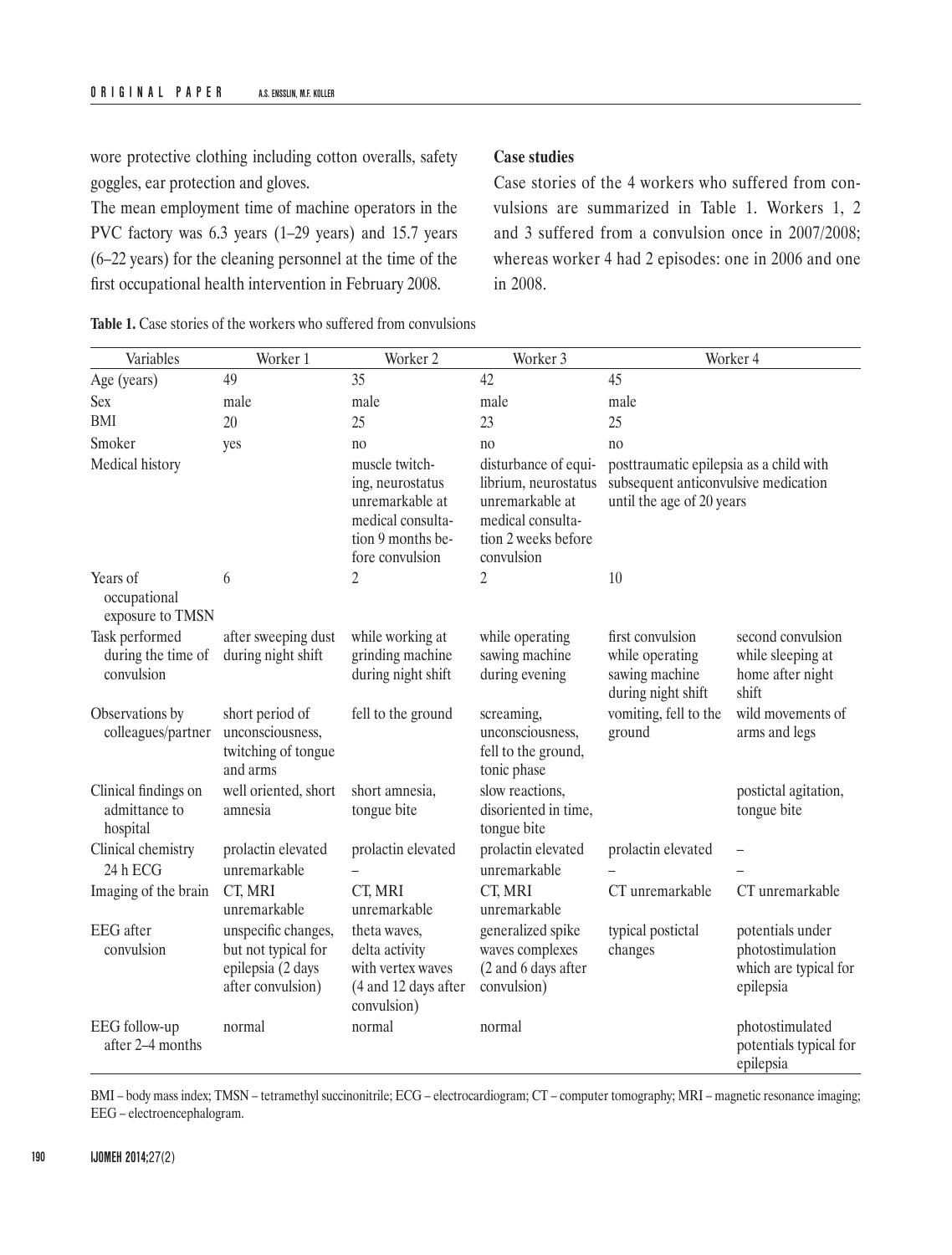wore protective clothing including cotton overalls, safety goggles, ear protection and gloves.

The mean employment time of machine operators in the PVC factory was 6.3 years (1–29 years) and 15.7 years (6–22 years) for the cleaning personnel at the time of the first occupational health intervention in February 2008.

**Case studies**

Case stories of the 4 workers who suffered from convulsions are summarized in Table 1. Workers 1, 2 and 3 suffered from a convulsion once in 2007/2008; whereas worker 4 had 2 episodes: one in 2006 and one in 2008.

**Table 1.** Case stories of the workers who suffered from convulsions

| Variables | Worker 1 | Worker 2 | Worker 3 | Worker 4 | |
|---|---|---|---|---|---|
| Age (years) | 49 | 35 | 42 | 45 | |
| Sex | male | male | male | male | |
| BMI | 20 | 25 | 23 | 25 | |
| Smoker | yes | no | no | no | |
| Medical history | | muscle twitching, neurostatus unremarkable at medical consultation 9 months before convulsion | disturbance of equilibrium, neurostatus unremarkable at medical consultation 2 weeks before convulsion | posttraumatic epilepsia as a child with subsequent anticonvulsive medication until the age of 20 years | |
| Years of occupational exposure to TMSN | 6 | 2 | 2 | 10 | |
| Task performed during the time of convulsion | after sweeping dust during night shift | while working at grinding machine during night shift | while operating sawing machine during evening | first convulsion while operating sawing machine during night shift | second convulsion while sleeping at home after night shift |
| Observations by colleagues/partner | short period of unconsciousness, twitching of tongue and arms | fell to the ground | screaming, unconsciousness, fell to the ground, tonic phase | vomiting, fell to the ground | wild movements of arms and legs |
| Clinical findings on admittance to hospital | well oriented, short amnesia | short amnesia, tongue bite | slow reactions, disoriented in time, tongue bite | | postictal agitation, tongue bite |
| Clinical chemistry | prolactin elevated | prolactin elevated | prolactin elevated | prolactin elevated | – |
| 24 h ECG | unremarkable | – | unremarkable | – | – |
| Imaging of the brain | CT, MRI unremarkable | CT, MRI unremarkable | CT, MRI unremarkable | CT unremarkable | CT unremarkable |
| EEG after convulsion | unspecific changes, but not typical for epilepsia (2 days after convulsion) | theta waves, delta activity with vertex waves (4 and 12 days after convulsion) | generalized spike waves complexes (2 and 6 days after convulsion) | typical postictal changes | potentials under photostimulation which are typical for epilepsia |
| EEG follow-up after 2–4 months | normal | normal | normal | | photostimulated potentials typical for epilepsia |

BMI – body mass index; TMSN – tetramethyl succinonitrile; ECG – electrocardiogram; CT – computer tomography; MRI – magnetic resonance imaging; EEG – electroencephalogram.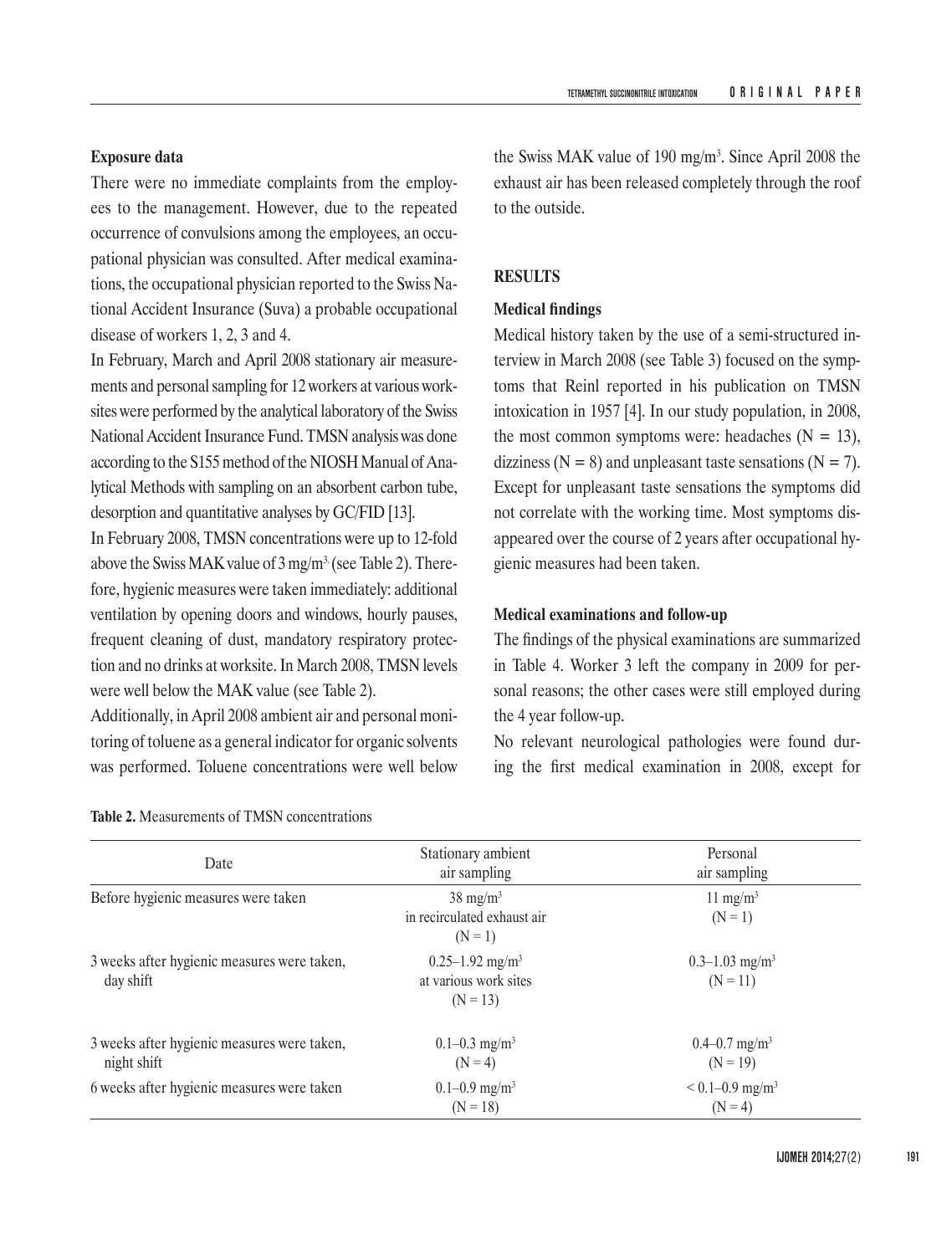**Exposure data**

There were no immediate complaints from the employees to the management. However, due to the repeated occurrence of convulsions among the employees, an occupational physician was consulted. After medical examinations, the occupational physician reported to the Swiss National Accident Insurance (Suva) a probable occupational disease of workers 1, 2, 3 and 4.

In February, March and April 2008 stationary air measurements and personal sampling for 12 workers at various worksites were performed by the analytical laboratory of the Swiss National Accident Insurance Fund. TMSN analysis was done according to the S155 method of the NIOSH Manual of Analytical Methods with sampling on an absorbent carbon tube, desorption and quantitative analyses by GC/FID [13].

In February 2008, TMSN concentrations were up to 12-fold above the Swiss MAK value of 3 $mg/m^3$ (see Table 2). Therefore, hygienic measures were taken immediately: additional ventilation by opening doors and windows, hourly pauses, frequent cleaning of dust, mandatory respiratory protection and no drinks at worksite. In March 2008, TMSN levels were well below the MAK value (see Table 2).

Additionally, in April 2008 ambient air and personal monitoring of toluene as a general indicator for organic solvents was performed. Toluene concentrations were well below the Swiss MAK value of 190 $mg/m^3$. Since April 2008 the exhaust air has been released completely through the roof to the outside.

**Table 2.** Measurements of TMSN concentrations

| Date | Stationary ambient air sampling | Personal air sampling |
|---|---|---|
| Before hygienic measures were taken | 38 $mg/m^3$ in recirculated exhaust air (N = 1) | 11 $mg/m^3$ (N = 1) |
| 3 weeks after hygienic measures were taken, day shift | 0.25–1.92 $mg/m^3$ at various work sites (N = 13) | 0.3–1.03 $mg/m^3$ (N = 11) |
| 3 weeks after hygienic measures were taken, night shift | 0.1–0.3 $mg/m^3$ (N = 4) | 0.4–0.7 $mg/m^3$ (N = 19) |
| 6 weeks after hygienic measures were taken | 0.1–0.9 $mg/m^3$ (N = 18) | < 0.1–0.9 $mg/m^3$ (N = 4) |

## RESULTS

**Medical findings**

Medical history taken by the use of a semi-structured interview in March 2008 (see Table 3) focused on the symptoms that Reinl reported in his publication on TMSN intoxication in 1957 [4]. In our study population, in 2008, the most common symptoms were: headaches (N = 13), dizziness (N = 8) and unpleasant taste sensations (N = 7). Except for unpleasant taste sensations the symptoms did not correlate with the working time. Most symptoms disappeared over the course of 2 years after occupational hygienic measures had been taken.

**Medical examinations and follow-up**

The findings of the physical examinations are summarized in Table 4. Worker 3 left the company in 2009 for personal reasons; the other cases were still employed during the 4 year follow-up.

No relevant neurological pathologies were found during the first medical examination in 2008, except for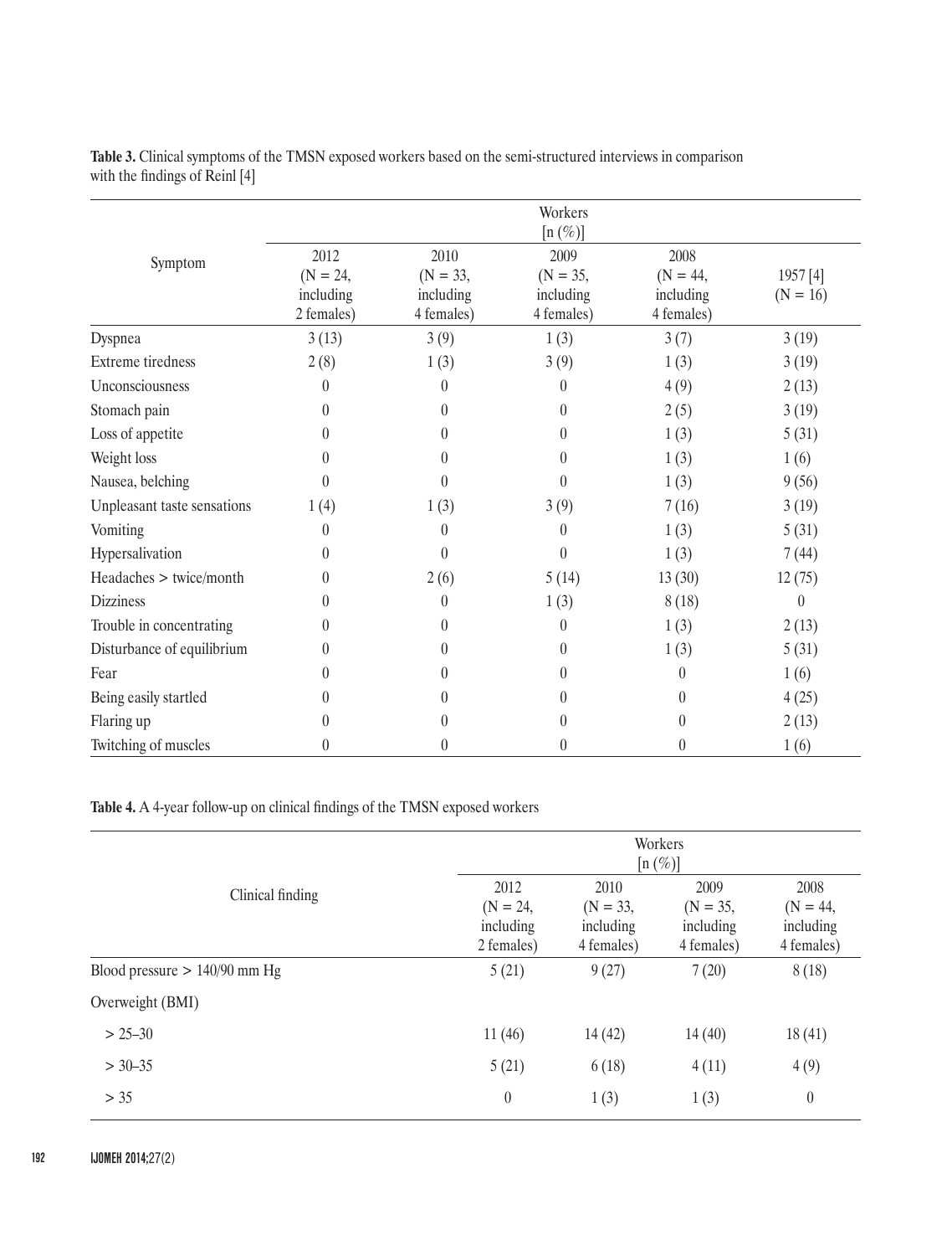**Table 3.** Clinical symptoms of the TMSN exposed workers based on the semi-structured interviews in comparison with the findings of Reinl [4]

| Symptom | Workers [n (%)] | | | | |
|---|---|---|---|---|---|
| | 2012 (N = 24, including 2 females) | 2010 (N = 33, including 4 females) | 2009 (N = 35, including 4 females) | 2008 (N = 44, including 4 females) | 1957 [4] (N = 16) |
| Dyspnea | 3 (13) | 3 (9) | 1 (3) | 3 (7) | 3 (19) |
| Extreme tiredness | 2 (8) | 1 (3) | 3 (9) | 1 (3) | 3 (19) |
| Unconsciousness | 0 | 0 | 0 | 4 (9) | 2 (13) |
| Stomach pain | 0 | 0 | 0 | 2 (5) | 3 (19) |
| Loss of appetite | 0 | 0 | 0 | 1 (3) | 5 (31) |
| Weight loss | 0 | 0 | 0 | 1 (3) | 1 (6) |
| Nausea, belching | 0 | 0 | 0 | 1 (3) | 9 (56) |
| Unpleasant taste sensations | 1 (4) | 1 (3) | 3 (9) | 7 (16) | 3 (19) |
| Vomiting | 0 | 0 | 0 | 1 (3) | 5 (31) |
| Hypersalivation | 0 | 0 | 0 | 1 (3) | 7 (44) |
| Headaches > twice/month | 0 | 2 (6) | 5 (14) | 13 (30) | 12 (75) |
| Dizziness | 0 | 0 | 1 (3) | 8 (18) | 0 |
| Trouble in concentrating | 0 | 0 | 0 | 1 (3) | 2 (13) |
| Disturbance of equilibrium | 0 | 0 | 0 | 1 (3) | 5 (31) |
| Fear | 0 | 0 | 0 | 0 | 1 (6) |
| Being easily startled | 0 | 0 | 0 | 0 | 4 (25) |
| Flaring up | 0 | 0 | 0 | 0 | 2 (13) |
| Twitching of muscles | 0 | 0 | 0 | 0 | 1 (6) |

**Table 4.** A 4-year follow-up on clinical findings of the TMSN exposed workers

| Clinical finding | Workers [n (%)] | | | |
|---|---|---|---|---|
| | 2012 (N = 24, including 2 females) | 2010 (N = 33, including 4 females) | 2009 (N = 35, including 4 females) | 2008 (N = 44, including 4 females) |
| Blood pressure > 140/90 mm Hg | 5 (21) | 9 (27) | 7 (20) | 8 (18) |
| Overweight (BMI) | | | | |
| > 25–30 | 11 (46) | 14 (42) | 14 (40) | 18 (41) |
| > 30–35 | 5 (21) | 6 (18) | 4 (11) | 4 (9) |
| > 35 | 0 | 1 (3) | 1 (3) | 0 |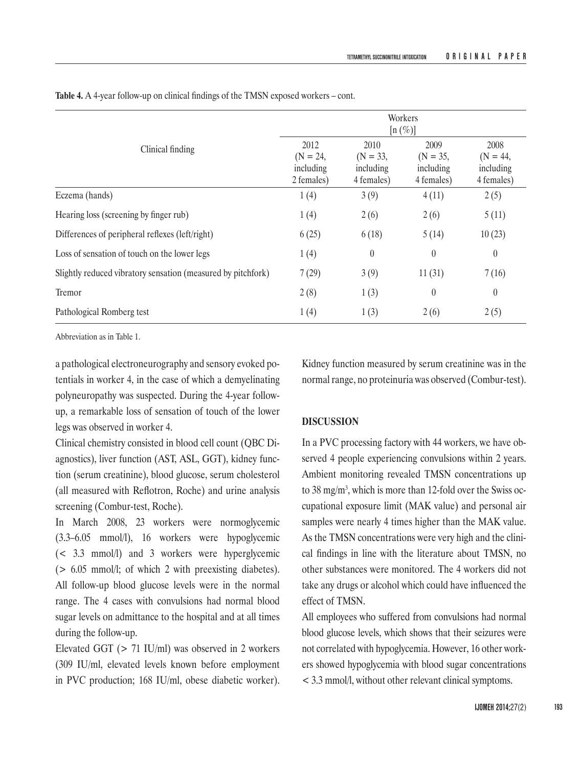**Table 4.** A 4-year follow-up on clinical findings of the TMSN exposed workers – cont.

| Clinical finding | Workers [n (%)] | | | |
|---|---|---|---|---|
| | 2012 (N = 24, including 2 females) | 2010 (N = 33, including 4 females) | 2009 (N = 35, including 4 females) | 2008 (N = 44, including 4 females) |
| Eczema (hands) | 1 (4) | 3 (9) | 4 (11) | 2 (5) |
| Hearing loss (screening by finger rub) | 1 (4) | 2 (6) | 2 (6) | 5 (11) |
| Differences of peripheral reflexes (left/right) | 6 (25) | 6 (18) | 5 (14) | 10 (23) |
| Loss of sensation of touch on the lower legs | 1 (4) | 0 | 0 | 0 |
| Slightly reduced vibratory sensation (measured by pitchfork) | 7 (29) | 3 (9) | 11 (31) | 7 (16) |
| Tremor | 2 (8) | 1 (3) | 0 | 0 |
| Pathological Romberg test | 1 (4) | 1 (3) | 2 (6) | 2 (5) |

Abbreviation as in Table 1.

a pathological electroneurography and sensory evoked potentials in worker 4, in the case of which a demyelinating polyneuropathy was suspected. During the 4-year follow-up, a remarkable loss of sensation of touch of the lower legs was observed in worker 4.

Clinical chemistry consisted in blood cell count (QBC Diagnostics), liver function (AST, ASL, GGT), kidney function (serum creatinine), blood glucose, serum cholesterol (all measured with Reflotron, Roche) and urine analysis screening (Combur-test, Roche).

In March 2008, 23 workers were normoglycemic (3.3–6.05 mmol/l), 16 workers were hypoglycemic (< 3.3 mmol/l) and 3 workers were hyperglycemic (> 6.05 mmol/l; of which 2 with preexisting diabetes). All follow-up blood glucose levels were in the normal range. The 4 cases with convulsions had normal blood sugar levels on admittance to the hospital and at all times during the follow-up.

Elevated GGT (> 71 IU/ml) was observed in 2 workers (309 IU/ml, elevated levels known before employment in PVC production; 168 IU/ml, obese diabetic worker). Kidney function measured by serum creatinine was in the normal range, no proteinuria was observed (Combur-test).

## DISCUSSION

In a PVC processing factory with 44 workers, we have observed 4 people experiencing convulsions within 2 years. Ambient monitoring revealed TMSN concentrations up to 38 $mg/m^3$, which is more than 12-fold over the Swiss occupational exposure limit (MAK value) and personal air samples were nearly 4 times higher than the MAK value. As the TMSN concentrations were very high and the clinical findings in line with the literature about TMSN, no other substances were monitored. The 4 workers did not take any drugs or alcohol which could have influenced the effect of TMSN.

All employees who suffered from convulsions had normal blood glucose levels, which shows that their seizures were not correlated with hypoglycemia. However, 16 other workers showed hypoglycemia with blood sugar concentrations < 3.3 mmol/l, without other relevant clinical symptoms.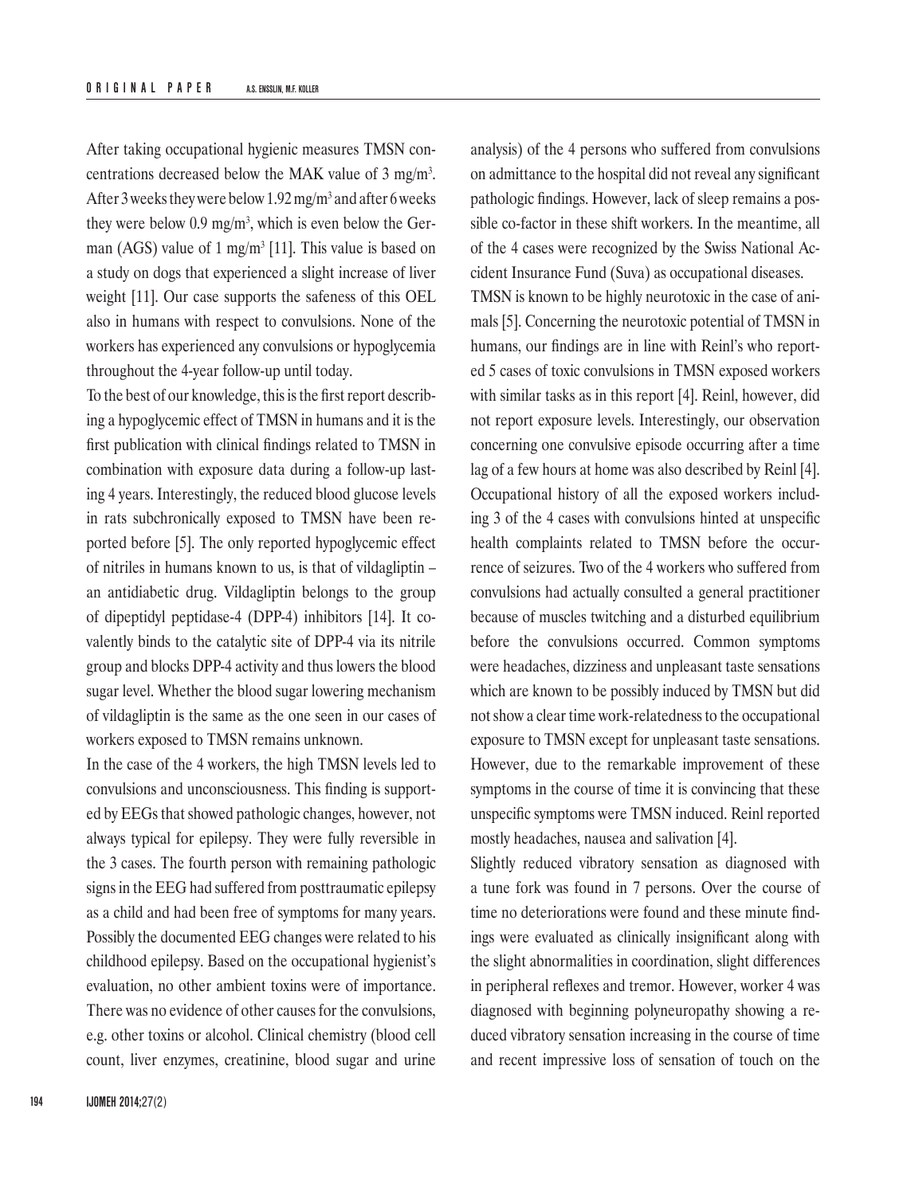After taking occupational hygienic measures TMSN concentrations decreased below the MAK value of 3 mg/m$^3$. After 3 weeks they were below 1.92 mg/m$^3$ and after 6 weeks they were below 0.9 mg/m$^3$, which is even below the German (AGS) value of 1 mg/m$^3$ [11]. This value is based on a study on dogs that experienced a slight increase of liver weight [11]. Our case supports the safeness of this OEL also in humans with respect to convulsions. None of the workers has experienced any convulsions or hypoglycemia throughout the 4-year follow-up until today.

To the best of our knowledge, this is the first report describing a hypoglycemic effect of TMSN in humans and it is the first publication with clinical findings related to TMSN in combination with exposure data during a follow-up lasting 4 years. Interestingly, the reduced blood glucose levels in rats subchronically exposed to TMSN have been reported before [5]. The only reported hypoglycemic effect of nitriles in humans known to us, is that of vildagliptin – an antidiabetic drug. Vildagliptin belongs to the group of dipeptidyl peptidase-4 (DPP-4) inhibitors [14]. It covalently binds to the catalytic site of DPP-4 via its nitrile group and blocks DPP-4 activity and thus lowers the blood sugar level. Whether the blood sugar lowering mechanism of vildagliptin is the same as the one seen in our cases of workers exposed to TMSN remains unknown.

In the case of the 4 workers, the high TMSN levels led to convulsions and unconsciousness. This finding is supported by EEGs that showed pathologic changes, however, not always typical for epilepsy. They were fully reversible in the 3 cases. The fourth person with remaining pathologic signs in the EEG had suffered from posttraumatic epilepsy as a child and had been free of symptoms for many years. Possibly the documented EEG changes were related to his childhood epilepsy. Based on the occupational hygienist's evaluation, no other ambient toxins were of importance. There was no evidence of other causes for the convulsions, e.g. other toxins or alcohol. Clinical chemistry (blood cell count, liver enzymes, creatinine, blood sugar and urine analysis) of the 4 persons who suffered from convulsions on admittance to the hospital did not reveal any significant pathologic findings. However, lack of sleep remains a possible co-factor in these shift workers. In the meantime, all of the 4 cases were recognized by the Swiss National Accident Insurance Fund (Suva) as occupational diseases.

TMSN is known to be highly neurotoxic in the case of animals [5]. Concerning the neurotoxic potential of TMSN in humans, our findings are in line with Reinl's who reported 5 cases of toxic convulsions in TMSN exposed workers with similar tasks as in this report [4]. Reinl, however, did not report exposure levels. Interestingly, our observation concerning one convulsive episode occurring after a time lag of a few hours at home was also described by Reinl [4]. Occupational history of all the exposed workers including 3 of the 4 cases with convulsions hinted at unspecific health complaints related to TMSN before the occurrence of seizures. Two of the 4 workers who suffered from convulsions had actually consulted a general practitioner because of muscles twitching and a disturbed equilibrium before the convulsions occurred. Common symptoms were headaches, dizziness and unpleasant taste sensations which are known to be possibly induced by TMSN but did not show a clear time work-relatedness to the occupational exposure to TMSN except for unpleasant taste sensations. However, due to the remarkable improvement of these symptoms in the course of time it is convincing that these unspecific symptoms were TMSN induced. Reinl reported mostly headaches, nausea and salivation [4].

Slightly reduced vibratory sensation as diagnosed with a tune fork was found in 7 persons. Over the course of time no deteriorations were found and these minute findings were evaluated as clinically insignificant along with the slight abnormalities in coordination, slight differences in peripheral reflexes and tremor. However, worker 4 was diagnosed with beginning polyneuropathy showing a reduced vibratory sensation increasing in the course of time and recent impressive loss of sensation of touch on the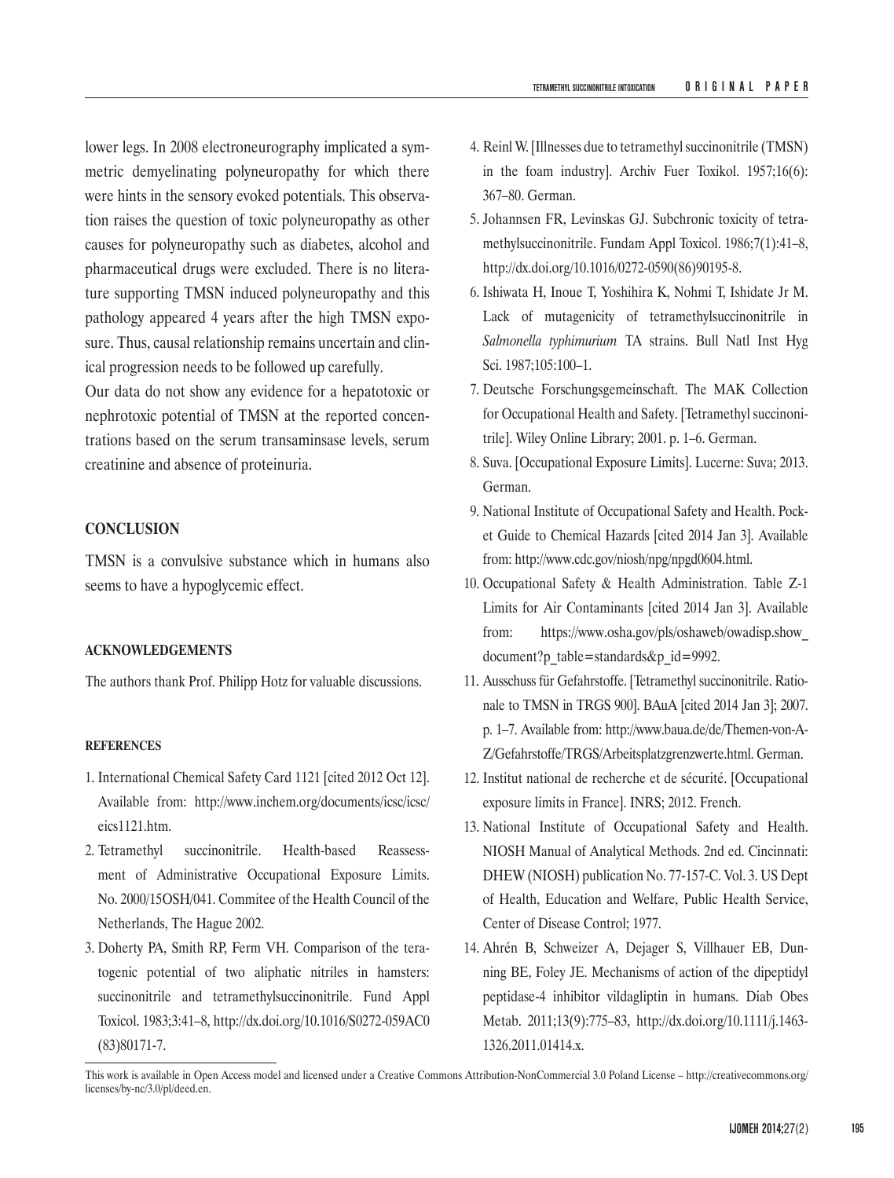lower legs. In 2008 electroneurography implicated a symmetric demyelinating polyneuropathy for which there were hints in the sensory evoked potentials. This observation raises the question of toxic polyneuropathy as other causes for polyneuropathy such as diabetes, alcohol and pharmaceutical drugs were excluded. There is no literature supporting TMSN induced polyneuropathy and this pathology appeared 4 years after the high TMSN exposure. Thus, causal relationship remains uncertain and clinical progression needs to be followed up carefully.

Our data do not show any evidence for a hepatotoxic or nephrotoxic potential of TMSN at the reported concentrations based on the serum transaminsase levels, serum creatinine and absence of proteinuria.

## CONCLUSION

TMSN is a convulsive substance which in humans also seems to have a hypoglycemic effect.

### ACKNOWLEDGEMENTS

The authors thank Prof. Philipp Hotz for valuable discussions.

### REFERENCES

1. International Chemical Safety Card 1121 [cited 2012 Oct 12]. Available from: http://www.inchem.org/documents/icsc/icsc/eics1121.htm.
2. Tetramethyl succinonitrile. Health-based Reassessment of Administrative Occupational Exposure Limits. No. 2000/15OSH/041. Commitee of the Health Council of the Netherlands, The Hague 2002.
3. Doherty PA, Smith RP, Ferm VH. Comparison of the teratogenic potential of two aliphatic nitriles in hamsters: succinonitrile and tetramethylsuccinonitrile. Fund Appl Toxicol. 1983;3:41–8, http://dx.doi.org/10.1016/S0272-059AC0(83)80171-7.
4. Reinl W. [Illnesses due to tetramethyl succinonitrile (TMSN) in the foam industry]. Archiv Fuer Toxikol. 1957;16(6):367–80. German.
5. Johannsen FR, Levinskas GJ. Subchronic toxicity of tetramethylsuccinonitrile. Fundam Appl Toxicol. 1986;7(1):41–8, http://dx.doi.org/10.1016/0272-0590(86)90195-8.
6. Ishiwata H, Inoue T, Yoshihira K, Nohmi T, Ishidate Jr M. Lack of mutagenicity of tetramethylsuccinonitrile in *Salmonella typhimurium* TA strains. Bull Natl Inst Hyg Sci. 1987;105:100–1.
7. Deutsche Forschungsgemeinschaft. The MAK Collection for Occupational Health and Safety. [Tetramethyl succinonitrile]. Wiley Online Library; 2001. p. 1–6. German.
8. Suva. [Occupational Exposure Limits]. Lucerne: Suva; 2013. German.
9. National Institute of Occupational Safety and Health. Pocket Guide to Chemical Hazards [cited 2014 Jan 3]. Available from: http://www.cdc.gov/niosh/npg/npgd0604.html.
10. Occupational Safety & Health Administration. Table Z-1 Limits for Air Contaminants [cited 2014 Jan 3]. Available from: https://www.osha.gov/pls/oshaweb/owadisp.show_document?p_table=standards&p_id=9992.
11. Ausschuss für Gefahrstoffe. [Tetramethyl succinonitrile. Rationale to TMSN in TRGS 900]. BAuA [cited 2014 Jan 3]; 2007. p. 1–7. Available from: http://www.baua.de/de/Themen-von-A-Z/Gefahrstoffe/TRGS/Arbeitsplatzgrenzwerte.html. German.
12. Institut national de recherche et de sécurité. [Occupational exposure limits in France]. INRS; 2012. French.
13. National Institute of Occupational Safety and Health. NIOSH Manual of Analytical Methods. 2nd ed. Cincinnati: DHEW (NIOSH) publication No. 77-157-C. Vol. 3. US Dept of Health, Education and Welfare, Public Health Service, Center of Disease Control; 1977.
14. Ahrén B, Schweizer A, Dejager S, Villhauer EB, Dunning BE, Foley JE. Mechanisms of action of the dipeptidyl peptidase-4 inhibitor vildagliptin in humans. Diab Obes Metab. 2011;13(9):775–83, http://dx.doi.org/10.1111/j.1463-1326.2011.01414.x.

This work is available in Open Access model and licensed under a Creative Commons Attribution-NonCommercial 3.0 Poland License – http://creativecommons.org/licenses/by-nc/3.0/pl/deed.en.